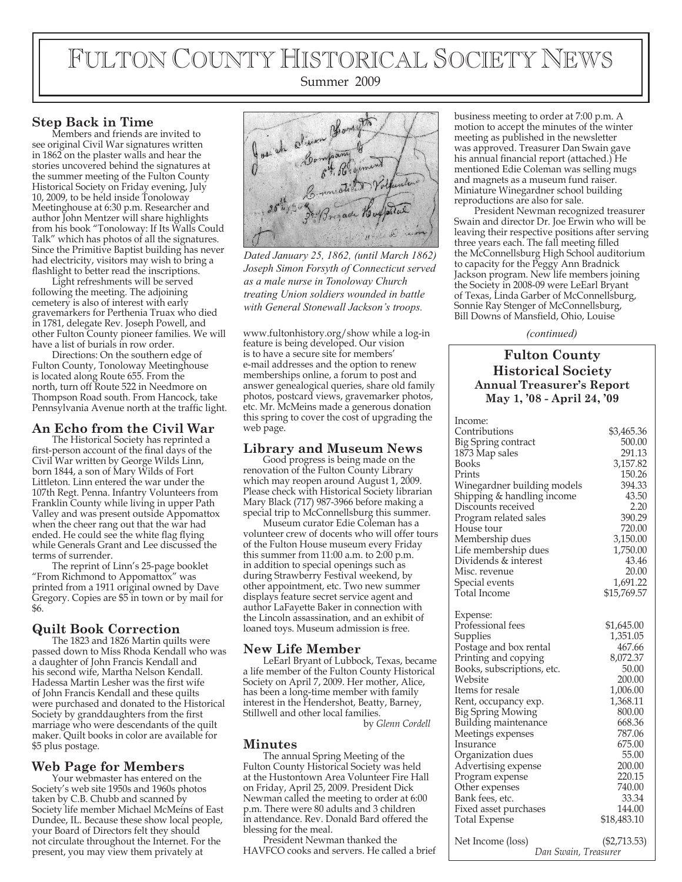# Fulton County Historical Society News

Summer 2009

## Step Back in Time

Members and friends are invited to see original Civil War signatures written in 1862 on the plaster walls and hear the stories uncovered behind the signatures at the summer meeting of the Fulton County Historical Society on Friday evening, July 10, 2009, to be held inside Tonoloway Meetinghouse at 6:30 p.m. Researcher and author John Mentzer will share highlights from his book "Tonoloway: If Its Walls Could Talk" which has photos of all the signatures. Since the Primitive Baptist building has never had electricity, visitors may wish to bring a flashlight to better read the inscriptions.

Light refreshments will be served following the meeting. The adjoining cemetery is also of interest with early gravemarkers for Perthenia Truax who died in 1781, delegate Rev. Joseph Powell, and other Fulton County pioneer families. We will have a list of burials in row order.

Directions: On the southern edge of Fulton County, Tonoloway Meetinghouse is located along Route 655. From the north, turn off Route 522 in Needmore on Thompson Road south. From Hancock, take Pennsylvania Avenue north at the traffic light.

## An Echo from the Civil War

The Historical Society has reprinted a first-person account of the final days of the Civil War written by George Wilds Linn, born 1844, a son of Mary Wilds of Fort Littleton. Linn entered the war under the 107th Regt. Penna. Infantry Volunteers from Franklin County while living in upper Path Valley and was present outside Appomattox when the cheer rang out that the war had ended. He could see the white flag flying while Generals Grant and Lee discussed the terms of surrender.

The reprint of Linn's 25-page booklet "From Richmond to Appomattox" was printed from a 1911 original owned by Dave Gregory. Copies are $5 in town or by mail for $6.

## Quilt Book Correction

The 1823 and 1826 Martin quilts were passed down to Miss Rhoda Kendall who was a daughter of John Francis Kendall and his second wife, Martha Nelson Kendall. Hadessa Martin Lesher was the first wife of John Francis Kendall and these quilts were purchased and donated to the Historical Society by granddaughters from the first marriage who were descendants of the quilt maker. Quilt books in color are available for $5 plus postage.

## Web Page for Members

Your webmaster has entered on the Society's web site 1950s and 1960s photos taken by C.B. Chubb and scanned by Society life member Michael McMeins of East Dundee, IL. Because these show local people, your Board of Directors felt they should not circulate throughout the Internet. For the present, you may view them privately at www.fultonhistory.org/show while a log-in feature is being developed. Our vision is to have a secure site for members' e-mail addresses and the option to renew memberships online, a forum to post and answer genealogical queries, share old family photos, postcard views, gravemarker photos, etc. Mr. McMeins made a generous donation this spring to cover the cost of upgrading the web page.

*Dated January 25, 1862, (until March 1862) Joseph Simon Forsyth of Connecticut served as a male nurse in Tonoloway Church treating Union soldiers wounded in battle with General Stonewall Jackson's troops.*

## Library and Museum News

Good progress is being made on the renovation of the Fulton County Library which may reopen around August 1, 2009. Please check with Historical Society librarian Mary Black (717) 987-3966 before making a special trip to McConnellsburg this summer.

Museum curator Edie Coleman has a volunteer crew of docents who will offer tours of the Fulton House museum every Friday this summer from 11:00 a.m. to 2:00 p.m. in addition to special openings such as during Strawberry Festival weekend, by other appointment, etc. Two new summer displays feature secret service agent and author LaFayette Baker in connection with the Lincoln assassination, and an exhibit of loaned toys. Museum admission is free.

## New Life Member

LeEarl Bryant of Lubbock, Texas, became a life member of the Fulton County Historical Society on April 7, 2009. Her mother, Alice, has been a long-time member with family interest in the Hendershot, Beatty, Barney, Stillwell and other local families.

by *Glenn Cordell*

## Minutes

The annual Spring Meeting of the Fulton County Historical Society was held at the Hustontown Area Volunteer Fire Hall on Friday, April 25, 2009. President Dick Newman called the meeting to order at 6:00 p.m. There were 80 adults and 3 children in attendance. Rev. Donald Bard offered the blessing for the meal.

President Newman thanked the HAVFCO cooks and servers. He called a brief business meeting to order at 7:00 p.m. A motion to accept the minutes of the winter meeting as published in the newsletter was approved. Treasurer Dan Swain gave his annual financial report (attached.) He mentioned Edie Coleman was selling mugs and magnets as a museum fund raiser. Miniature Winegardner school building reproductions are also for sale.

President Newman recognized treasurer Swain and director Dr. Joe Erwin who will be leaving their respective positions after serving three years each. The fall meeting filled the McConnellsburg High School auditorium to capacity for the Peggy Ann Bradnick Jackson program. New life members joining the Society in 2008-09 were LeEarl Bryant of Texas, Linda Garber of McConnellsburg, Sonnie Ray Stenger of McConnellsburg, Bill Downs of Mansfield, Ohio, Louise

*(continued)*

### Fulton County Historical Society
### Annual Treasurer's Report
### May 1, '08 - April 24, '09

| Income: | |
|---|---|
| Contributions | $3,465.36 |
| Big Spring contract | 500.00 |
| 1873 Map sales | 291.13 |
| Books | 3,157.82 |
| Prints | 150.26 |
| Winegardner building models | 394.33 |
| Shipping & handling income | 43.50 |
| Discounts received | 2.20 |
| Program related sales | 390.29 |
| House tour | 720.00 |
| Membership dues | 3,150.00 |
| Life membership dues | 1,750.00 |
| Dividends & interest | 43.46 |
| Misc. revenue | 20.00 |
| Special events | 1,691.22 |
| Total Income | $15,769.57 |
| | |
| Expense: | |
| Professional fees | $1,645.00 |
| Supplies | 1,351.05 |
| Postage and box rental | 467.66 |
| Printing and copying | 8,072.37 |
| Books, subscriptions, etc. | 50.00 |
| Website | 200.00 |
| Items for resale | 1,006.00 |
| Rent, occupancy exp. | 1,368.11 |
| Big Spring Mowing | 800.00 |
| Building maintenance | 668.36 |
| Meetings expenses | 787.06 |
| Insurance | 675.00 |
| Organization dues | 55.00 |
| Advertising expense | 200.00 |
| Program expense | 220.15 |
| Other expenses | 740.00 |
| Bank fees, etc. | 33.34 |
| Fixed asset purchases | 144.00 |
| Total Expense | $18,483.10 |
| | |
| Net Income (loss) | ($2,713.53) |

*Dan Swain, Treasurer*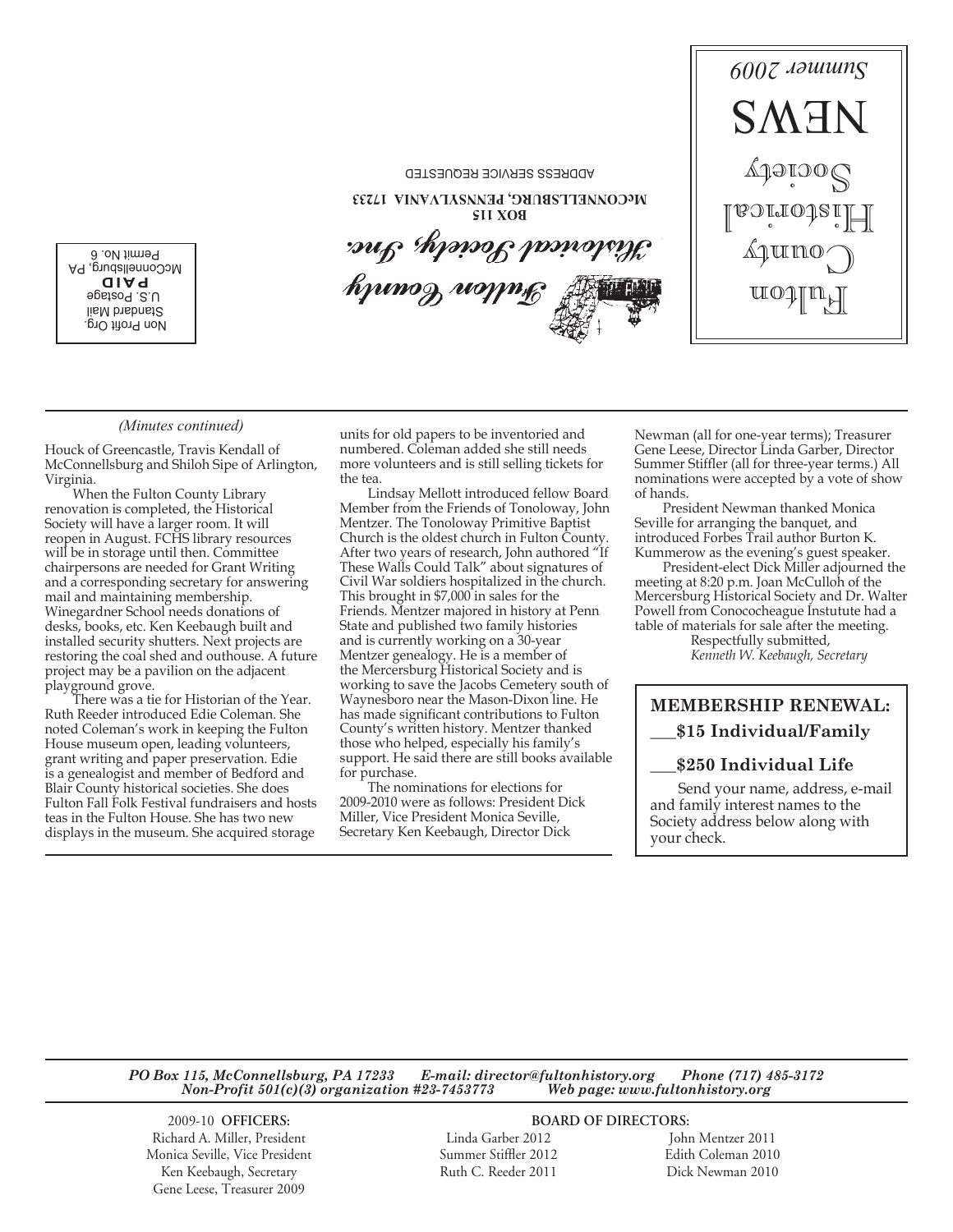Fulton County Historical Society

# NEWS

*Summer 2009*

Fulton County Historical Society, Inc.

BOX 115

McCONNELLSBURG, PENNSYLVANIA 17233

ADDRESS SERVICE REQUESTED

Non Profit Org.
Standard Mail
U.S. Postage
**PAID**
McConnellsburg, PA
Permit No. 6

*(Minutes continued)*

Houck of Greencastle, Travis Kendall of McConnellsburg and Shiloh Sipe of Arlington, Virginia.

When the Fulton County Library renovation is completed, the Historical Society will have a larger room. It will reopen in August. FCHS library resources will be in storage until then. Committee chairpersons are needed for Grant Writing and a corresponding secretary for answering mail and maintaining membership. Winegardner School needs donations of desks, books, etc. Ken Keebaugh built and installed security shutters. Next projects are restoring the coal shed and outhouse. A future project may be a pavilion on the adjacent playground grove.

There was a tie for Historian of the Year. Ruth Reeder introduced Edie Coleman. She noted Coleman's work in keeping the Fulton House museum open, leading volunteers, grant writing and paper preservation. Edie is a genealogist and member of Bedford and Blair County historical societies. She does Fulton Fall Folk Festival fundraisers and hosts teas in the Fulton House. She has two new displays in the museum. She acquired storage units for old papers to be inventoried and numbered. Coleman added she still needs more volunteers and is still selling tickets for the tea.

Lindsay Mellott introduced fellow Board Member from the Friends of Tonoloway, John Mentzer. The Tonoloway Primitive Baptist Church is the oldest church in Fulton County. After two years of research, John authored "If These Walls Could Talk" about signatures of Civil War soldiers hospitalized in the church. This brought in $7,000 in sales for the Friends. Mentzer majored in history at Penn State and published two family histories and is currently working on a 30-year Mentzer genealogy. He is a member of the Mercersburg Historical Society and is working to save the Jacobs Cemetery south of Waynesboro near the Mason-Dixon line. He has made significant contributions to Fulton County's written history. Mentzer thanked those who helped, especially his family's support. He said there are still books available for purchase.

The nominations for elections for 2009-2010 were as follows: President Dick Miller, Vice President Monica Seville, Secretary Ken Keebaugh, Director Dick Newman (all for one-year terms); Treasurer Gene Leese, Director Linda Garber, Director Summer Stiffler (all for three-year terms.) All nominations were accepted by a vote of show of hands.

President Newman thanked Monica Seville for arranging the banquet, and introduced Forbes Trail author Burton K. Kummerow as the evening's guest speaker.

President-elect Dick Miller adjourned the meeting at 8:20 p.m. Joan McCulloh of the Mercersburg Historical Society and Dr. Walter Powell from Conococheague Instutute had a table of materials for sale after the meeting.

Respectfully submitted,
*Kenneth W. Keebaugh, Secretary*

**MEMBERSHIP RENEWAL:**

**___$15 Individual/Family**

**___$250 Individual Life**

Send your name, address, e-mail and family interest names to the Society address below along with your check.

***PO Box 115, McConnellsburg, PA 17233 E-mail: director@fultonhistory.org Phone (717) 485-3172***
***Non-Profit 501(c)(3) organization #23-7453773 Web page: www.fultonhistory.org***

2009-10 **OFFICERS:**
Richard A. Miller, President
Monica Seville, Vice President
Ken Keebaugh, Secretary
Gene Leese, Treasurer 2009

**BOARD OF DIRECTORS:**
Linda Garber 2012
Summer Stiffler 2012
Ruth C. Reeder 2011
John Mentzer 2011
Edith Coleman 2010
Dick Newman 2010